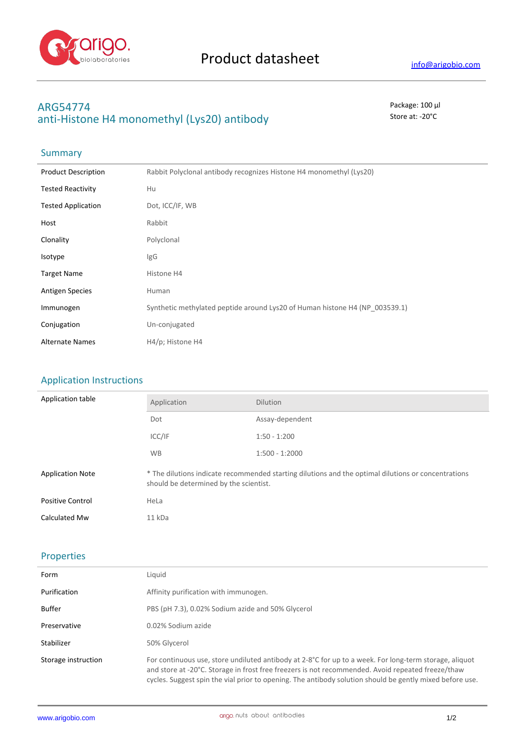# Product datasheet

info@arigobio.com

## ARG54774
## anti-Histone H4 monomethyl (Lys20) antibody

Package: 100 μl
Store at: -20°C

### Summary

| | |
|---|---|
| Product Description | Rabbit Polyclonal antibody recognizes Histone H4 monomethyl (Lys20) |
| Tested Reactivity | Hu |
| Tested Application | Dot, ICC/IF, WB |
| Host | Rabbit |
| Clonality | Polyclonal |
| Isotype | IgG |
| Target Name | Histone H4 |
| Antigen Species | Human |
| Immunogen | Synthetic methylated peptide around Lys20 of Human histone H4 (NP_003539.1) |
| Conjugation | Un-conjugated |
| Alternate Names | H4/p; Histone H4 |

### Application Instructions

Application table

| Application | Dilution |
|---|---|
| Dot | Assay-dependent |
| ICC/IF | 1:50 - 1:200 |
| WB | 1:500 - 1:2000 |

| | |
|---|---|
| Application Note | * The dilutions indicate recommended starting dilutions and the optimal dilutions or concentrations should be determined by the scientist. |
| Positive Control | HeLa |
| Calculated Mw | 11 kDa |

### Properties

| | |
|---|---|
| Form | Liquid |
| Purification | Affinity purification with immunogen. |
| Buffer | PBS (pH 7.3), 0.02% Sodium azide and 50% Glycerol |
| Preservative | 0.02% Sodium azide |
| Stabilizer | 50% Glycerol |
| Storage instruction | For continuous use, store undiluted antibody at 2-8°C for up to a week. For long-term storage, aliquot and store at -20°C. Storage in frost free freezers is not recommended. Avoid repeated freeze/thaw cycles. Suggest spin the vial prior to opening. The antibody solution should be gently mixed before use. |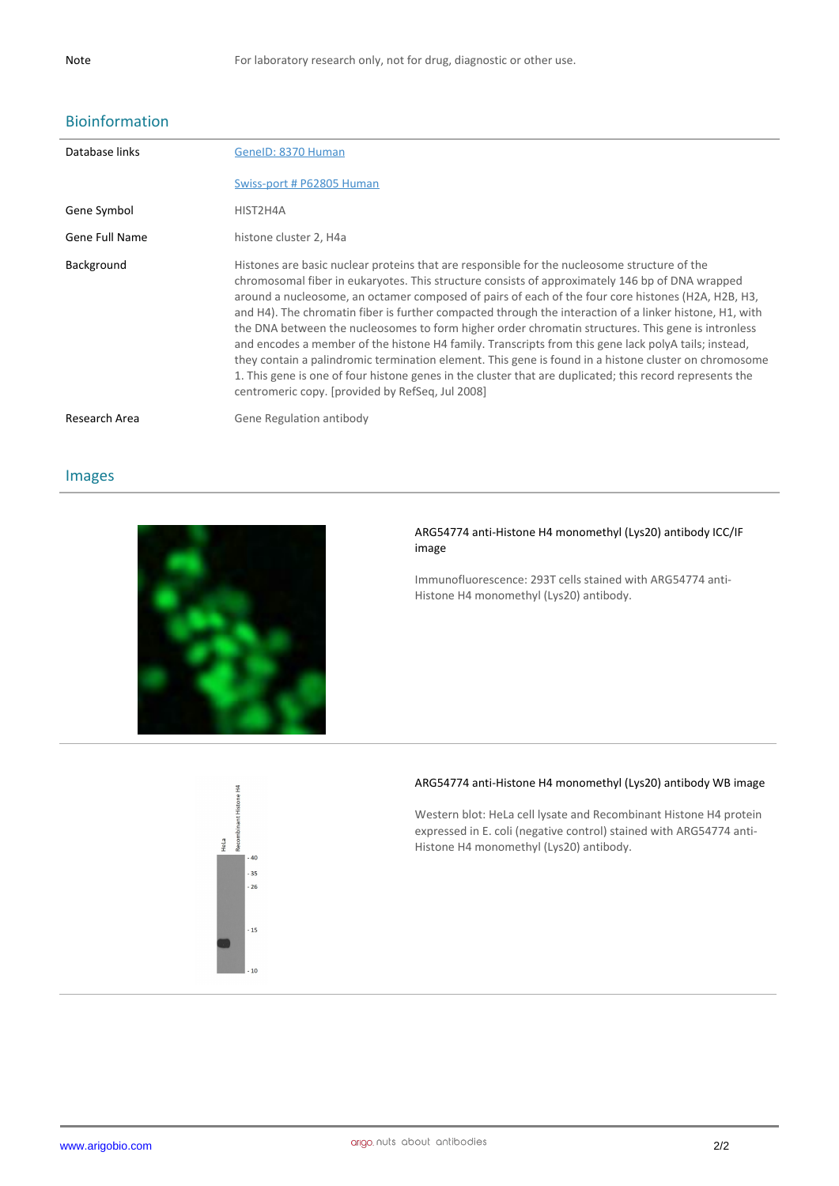| | |
|---|---|
| Note | For laboratory research only, not for drug, diagnostic or other use. |

## Bioinformation

| | |
|---|---|
| Database links | GeneID: 8370 Human<br><br>Swiss-port # P62805 Human |
| Gene Symbol | HIST2H4A |
| Gene Full Name | histone cluster 2, H4a |
| Background | Histones are basic nuclear proteins that are responsible for the nucleosome structure of the chromosomal fiber in eukaryotes. This structure consists of approximately 146 bp of DNA wrapped around a nucleosome, an octamer composed of pairs of each of the four core histones (H2A, H2B, H3, and H4). The chromatin fiber is further compacted through the interaction of a linker histone, H1, with the DNA between the nucleosomes to form higher order chromatin structures. This gene is intronless and encodes a member of the histone H4 family. Transcripts from this gene lack polyA tails; instead, they contain a palindromic termination element. This gene is found in a histone cluster on chromosome 1. This gene is one of four histone genes in the cluster that are duplicated; this record represents the centromeric copy. [provided by RefSeq, Jul 2008] |
| Research Area | Gene Regulation antibody |

## Images

ARG54774 anti-Histone H4 monomethyl (Lys20) antibody ICC/IF image

Immunofluorescence: 293T cells stained with ARG54774 anti-Histone H4 monomethyl (Lys20) antibody.

HeLa
Recombinant Histone H4
40
35
26
15
10

ARG54774 anti-Histone H4 monomethyl (Lys20) antibody WB image

Western blot: HeLa cell lysate and Recombinant Histone H4 protein expressed in E. coli (negative control) stained with ARG54774 anti-Histone H4 monomethyl (Lys20) antibody.